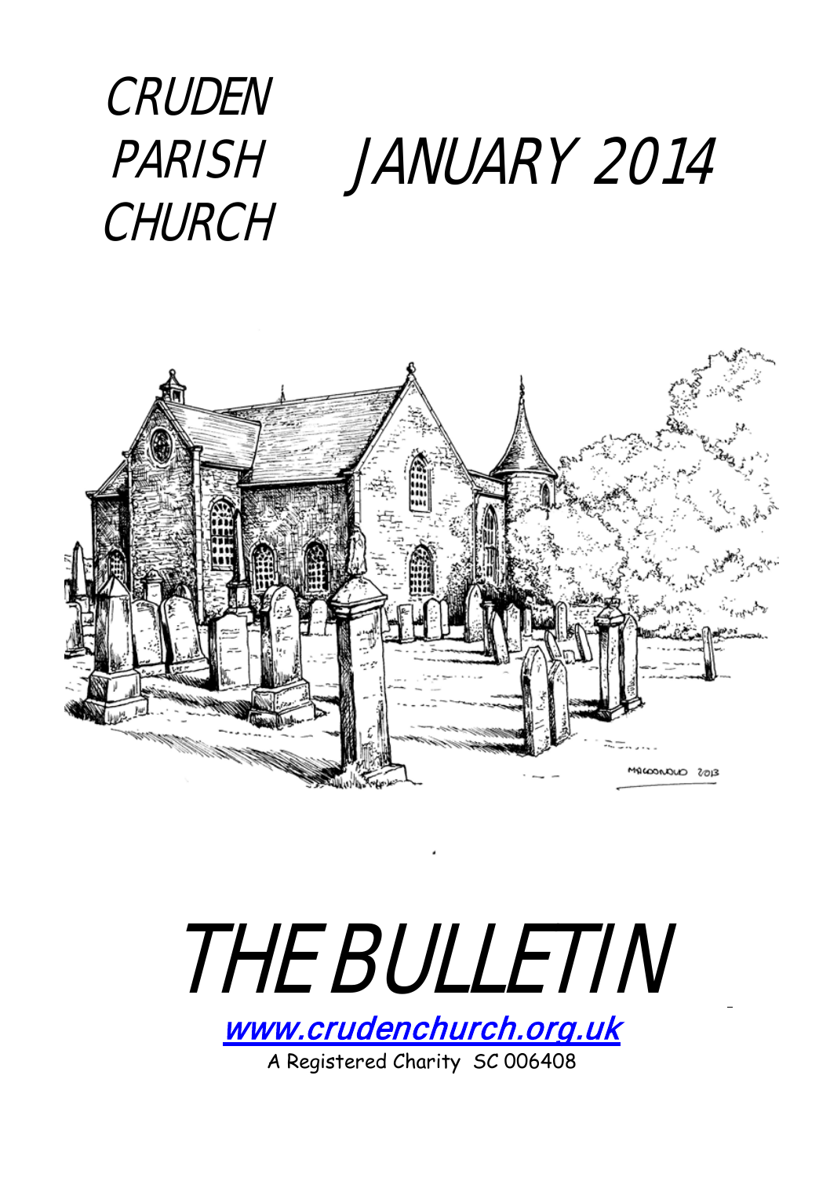# CRUDEN PARISH CHURCH

# JANUARY 2014

# THE BULLETIN

www.crudenchurch.org.uk

A Registered Charity SC 006408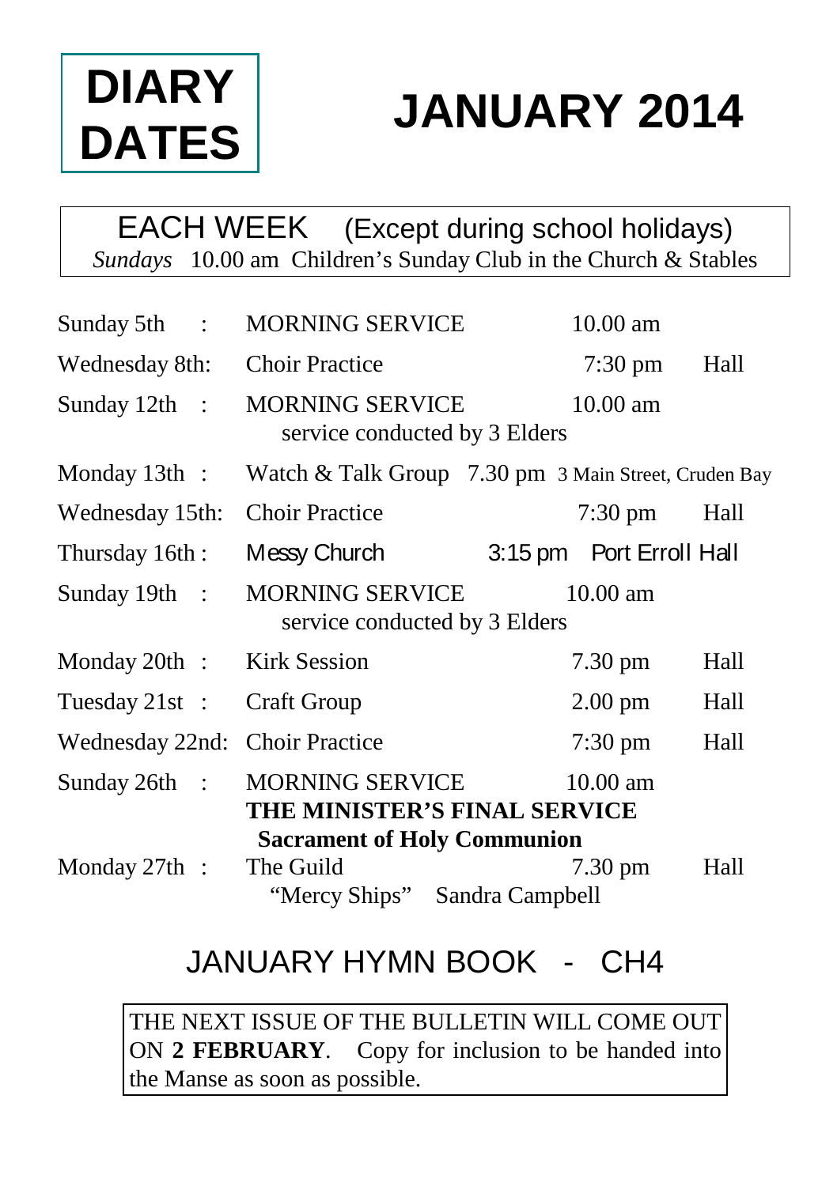# DIARY DATES

# JANUARY 2014

EACH WEEK (Except during school holidays)

*Sundays* 10.00 am Children's Sunday Club in the Church & Stables

| | | | |
|---|---|---|---|
| Sunday 5th : | MORNING SERVICE | 10.00 am | |
| Wednesday 8th: | Choir Practice | 7:30 pm | Hall |
| Sunday 12th : | MORNING SERVICE<br>service conducted by 3 Elders | 10.00 am | |
| Monday 13th : | Watch & Talk Group | 7.30 pm | 3 Main Street, Cruden Bay |
| Wednesday 15th: | Choir Practice | 7:30 pm | Hall |
| Thursday 16th : | Messy Church | 3:15 pm | Port Erroll Hall |
| Sunday 19th : | MORNING SERVICE<br>service conducted by 3 Elders | 10.00 am | |
| Monday 20th : | Kirk Session | 7.30 pm | Hall |
| Tuesday 21st : | Craft Group | 2.00 pm | Hall |
| Wednesday 22nd: | Choir Practice | 7:30 pm | Hall |
| Sunday 26th : | MORNING SERVICE<br>**THE MINISTER'S FINAL SERVICE**<br>**Sacrament of Holy Communion** | 10.00 am | |
| Monday 27th : | The Guild<br>"Mercy Ships" Sandra Campbell | 7.30 pm | Hall |

## JANUARY HYMN BOOK - CH4

THE NEXT ISSUE OF THE BULLETIN WILL COME OUT ON **2 FEBRUARY**. Copy for inclusion to be handed into the Manse as soon as possible.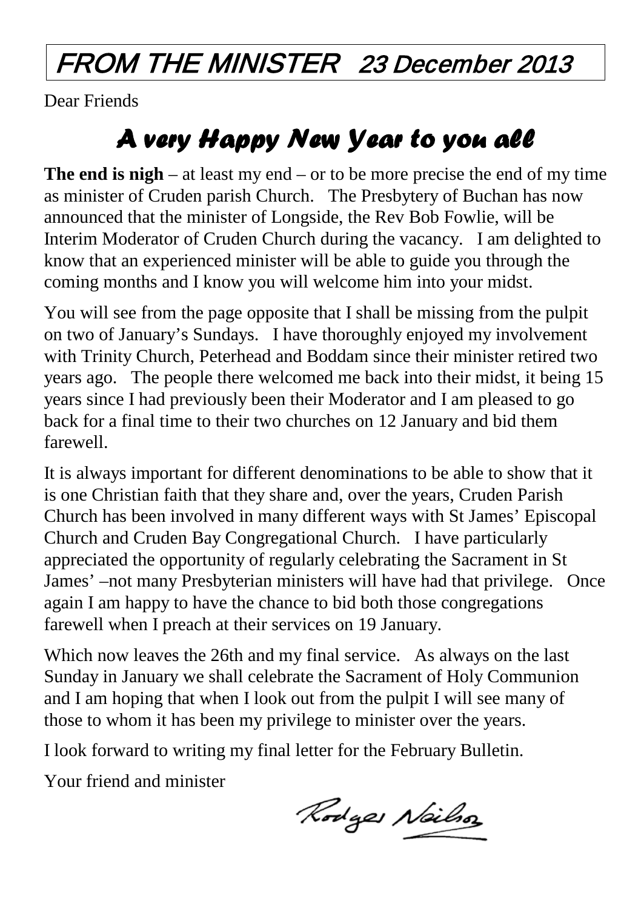# FROM THE MINISTER 23 December 2013

Dear Friends

## *A very Happy New Year to you all*

**The end is nigh** – at least my end – or to be more precise the end of my time as minister of Cruden parish Church. The Presbytery of Buchan has now announced that the minister of Longside, the Rev Bob Fowlie, will be Interim Moderator of Cruden Church during the vacancy. I am delighted to know that an experienced minister will be able to guide you through the coming months and I know you will welcome him into your midst.

You will see from the page opposite that I shall be missing from the pulpit on two of January's Sundays. I have thoroughly enjoyed my involvement with Trinity Church, Peterhead and Boddam since their minister retired two years ago. The people there welcomed me back into their midst, it being 15 years since I had previously been their Moderator and I am pleased to go back for a final time to their two churches on 12 January and bid them farewell.

It is always important for different denominations to be able to show that it is one Christian faith that they share and, over the years, Cruden Parish Church has been involved in many different ways with St James' Episcopal Church and Cruden Bay Congregational Church. I have particularly appreciated the opportunity of regularly celebrating the Sacrament in St James' –not many Presbyterian ministers will have had that privilege. Once again I am happy to have the chance to bid both those congregations farewell when I preach at their services on 19 January.

Which now leaves the 26th and my final service. As always on the last Sunday in January we shall celebrate the Sacrament of Holy Communion and I am hoping that when I look out from the pulpit I will see many of those to whom it has been my privilege to minister over the years.

I look forward to writing my final letter for the February Bulletin.

Your friend and minister

Rodger Neilson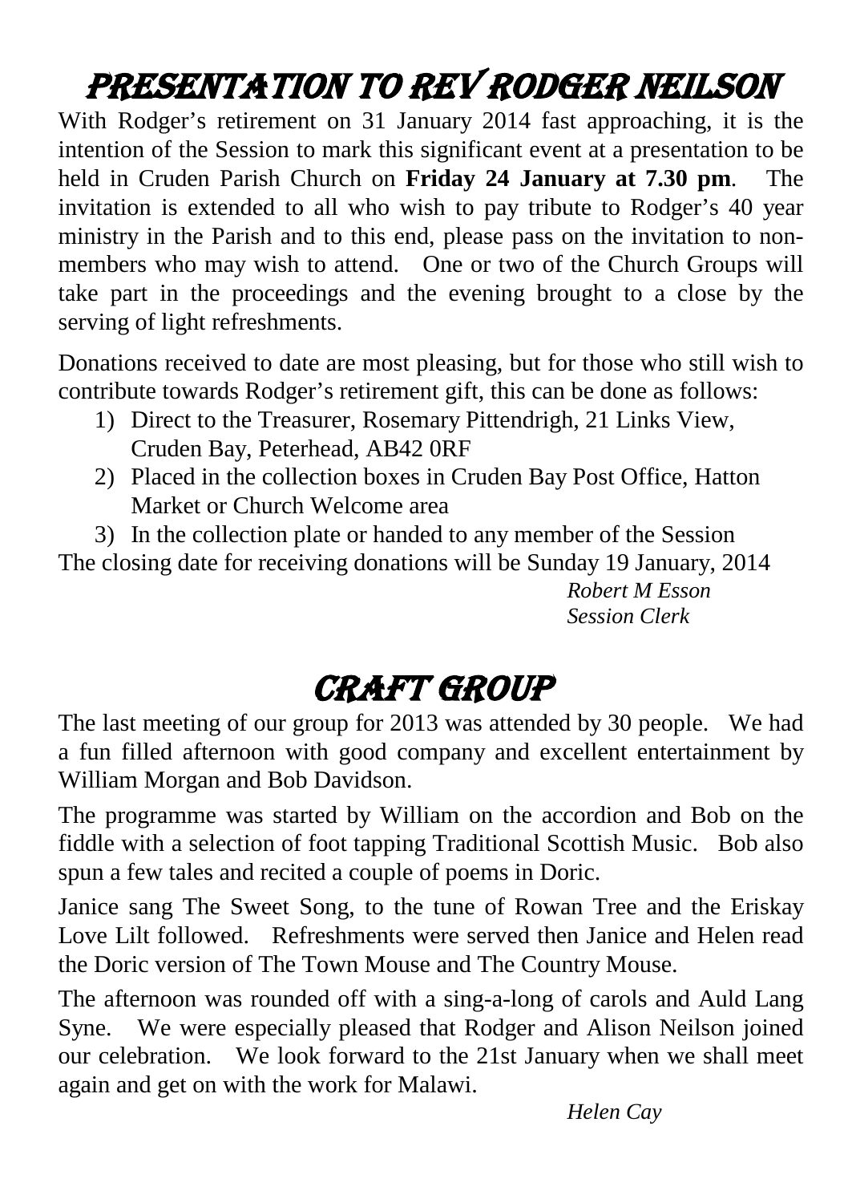# Presentation to Rev Rodger Neilson

With Rodger's retirement on 31 January 2014 fast approaching, it is the intention of the Session to mark this significant event at a presentation to be held in Cruden Parish Church on **Friday 24 January at 7.30 pm**. The invitation is extended to all who wish to pay tribute to Rodger's 40 year ministry in the Parish and to this end, please pass on the invitation to non-members who may wish to attend. One or two of the Church Groups will take part in the proceedings and the evening brought to a close by the serving of light refreshments.

Donations received to date are most pleasing, but for those who still wish to contribute towards Rodger's retirement gift, this can be done as follows:

1) Direct to the Treasurer, Rosemary Pittendrigh, 21 Links View, Cruden Bay, Peterhead, AB42 0RF
2) Placed in the collection boxes in Cruden Bay Post Office, Hatton Market or Church Welcome area
3) In the collection plate or handed to any member of the Session

The closing date for receiving donations will be Sunday 19 January, 2014

*Robert M Esson*
*Session Clerk*

# Craft Group

The last meeting of our group for 2013 was attended by 30 people. We had a fun filled afternoon with good company and excellent entertainment by William Morgan and Bob Davidson.

The programme was started by William on the accordion and Bob on the fiddle with a selection of foot tapping Traditional Scottish Music. Bob also spun a few tales and recited a couple of poems in Doric.

Janice sang The Sweet Song, to the tune of Rowan Tree and the Eriskay Love Lilt followed. Refreshments were served then Janice and Helen read the Doric version of The Town Mouse and The Country Mouse.

The afternoon was rounded off with a sing-a-long of carols and Auld Lang Syne. We were especially pleased that Rodger and Alison Neilson joined our celebration. We look forward to the 21st January when we shall meet again and get on with the work for Malawi.

*Helen Cay*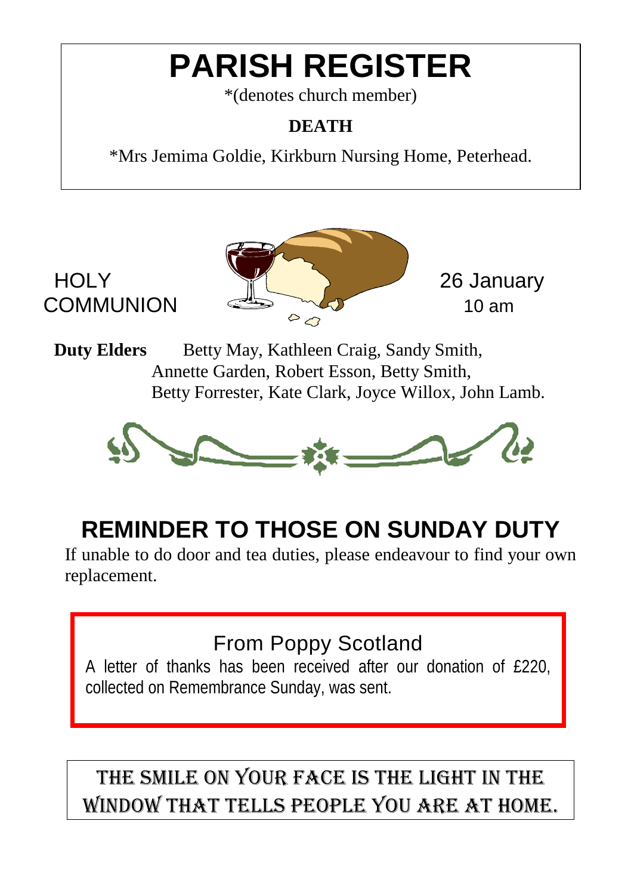# PARISH REGISTER

*(denotes church member)

**DEATH**

*Mrs Jemima Goldie, Kirkburn Nursing Home, Peterhead.

HOLY COMMUNION

26 January
10 am

**Duty Elders** Betty May, Kathleen Craig, Sandy Smith, Annette Garden, Robert Esson, Betty Smith, Betty Forrester, Kate Clark, Joyce Willox, John Lamb.

## REMINDER TO THOSE ON SUNDAY DUTY

If unable to do door and tea duties, please endeavour to find your own replacement.

### From Poppy Scotland

A letter of thanks has been received after our donation of £220, collected on Remembrance Sunday, was sent.

THE SMILE ON YOUR FACE IS THE LIGHT IN THE WINDOW THAT TELLS PEOPLE YOU ARE AT HOME.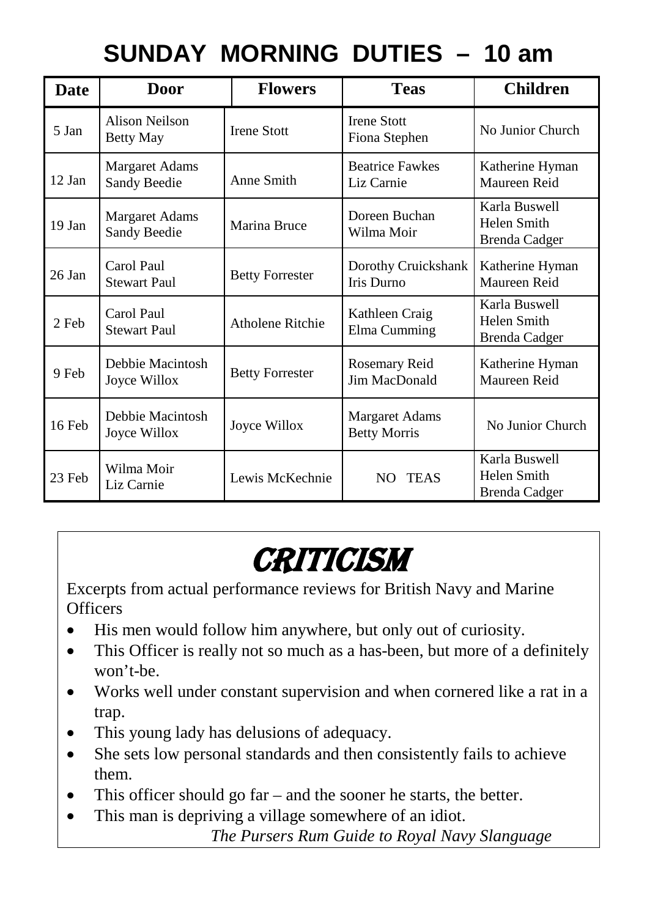# SUNDAY MORNING DUTIES – 10 am

| Date | Door | Flowers | Teas | Children |
|---|---|---|---|---|
| 5 Jan | Alison Neilson<br>Betty May | Irene Stott | Irene Stott<br>Fiona Stephen | No Junior Church |
| 12 Jan | Margaret Adams<br>Sandy Beedie | Anne Smith | Beatrice Fawkes<br>Liz Carnie | Katherine Hyman<br>Maureen Reid |
| 19 Jan | Margaret Adams<br>Sandy Beedie | Marina Bruce | Doreen Buchan<br>Wilma Moir | Karla Buswell<br>Helen Smith<br>Brenda Cadger |
| 26 Jan | Carol Paul<br>Stewart Paul | Betty Forrester | Dorothy Cruickshank<br>Iris Durno | Katherine Hyman<br>Maureen Reid |
| 2 Feb | Carol Paul<br>Stewart Paul | Atholene Ritchie | Kathleen Craig<br>Elma Cumming | Karla Buswell<br>Helen Smith<br>Brenda Cadger |
| 9 Feb | Debbie Macintosh<br>Joyce Willox | Betty Forrester | Rosemary Reid<br>Jim MacDonald | Katherine Hyman<br>Maureen Reid |
| 16 Feb | Debbie Macintosh<br>Joyce Willox | Joyce Willox | Margaret Adams<br>Betty Morris | No Junior Church |
| 23 Feb | Wilma Moir<br>Liz Carnie | Lewis McKechnie | NO TEAS | Karla Buswell<br>Helen Smith<br>Brenda Cadger |

## CRITICISM

Excerpts from actual performance reviews for British Navy and Marine Officers

- His men would follow him anywhere, but only out of curiosity.
- This Officer is really not so much as a has-been, but more of a definitely won't-be.
- Works well under constant supervision and when cornered like a rat in a trap.
- This young lady has delusions of adequacy.
- She sets low personal standards and then consistently fails to achieve them.
- This officer should go far – and the sooner he starts, the better.
- This man is depriving a village somewhere of an idiot.

*The Pursers Rum Guide to Royal Navy Slanguage*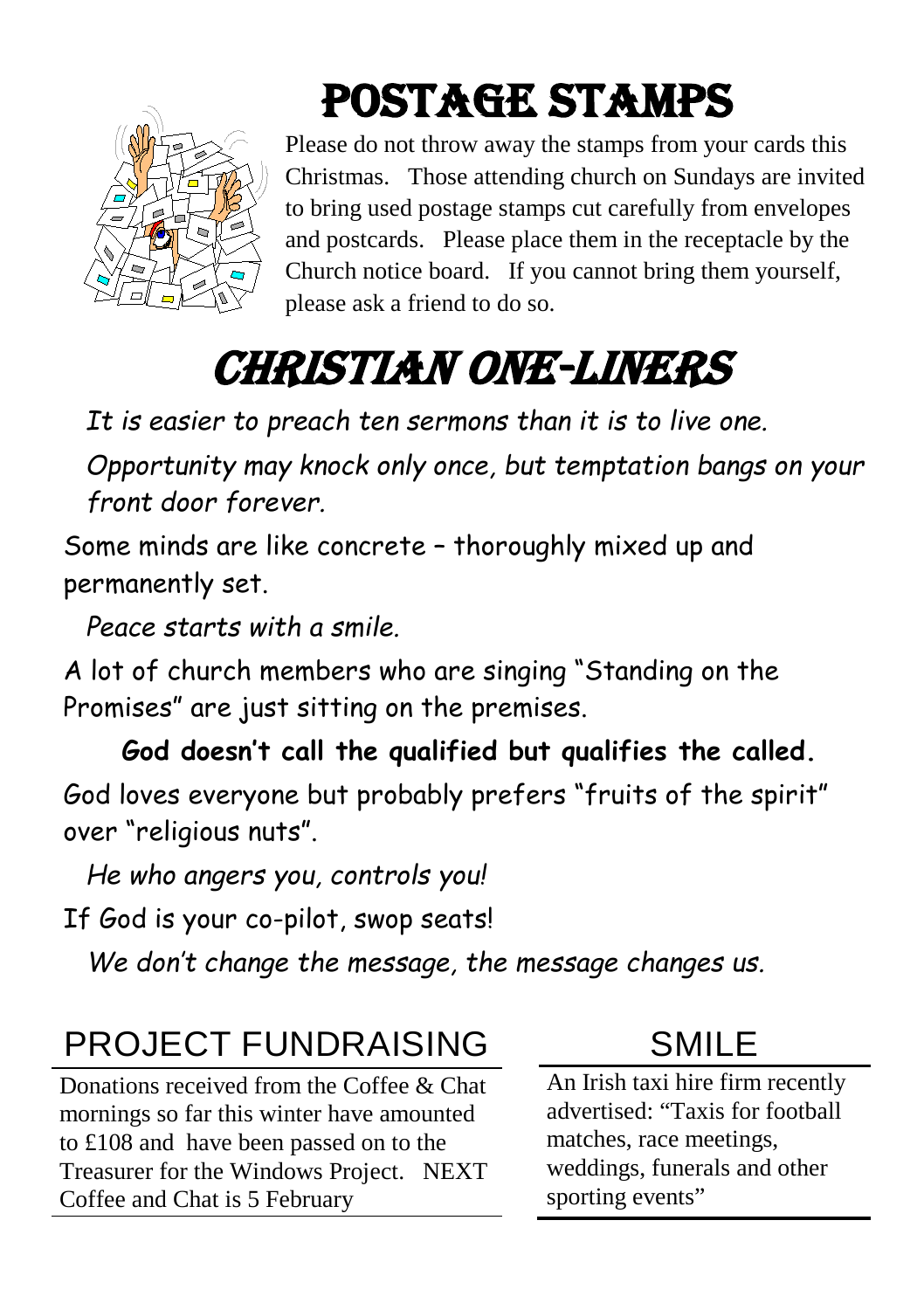# POSTAGE STAMPS

Please do not throw away the stamps from your cards this Christmas. Those attending church on Sundays are invited to bring used postage stamps cut carefully from envelopes and postcards. Please place them in the receptacle by the Church notice board. If you cannot bring them yourself, please ask a friend to do so.

# CHRISTIAN ONE-LINERS

*It is easier to preach ten sermons than it is to live one.*

*Opportunity may knock only once, but temptation bangs on your front door forever.*

Some minds are like concrete – thoroughly mixed up and permanently set.

*Peace starts with a smile.*

A lot of church members who are singing "Standing on the Promises" are just sitting on the premises.

**God doesn't call the qualified but qualifies the called.**

God loves everyone but probably prefers "fruits of the spirit" over "religious nuts".

*He who angers you, controls you!*

If God is your co-pilot, swop seats!

*We don't change the message, the message changes us.*

## PROJECT FUNDRAISING

Donations received from the Coffee & Chat mornings so far this winter have amounted to £108 and have been passed on to the Treasurer for the Windows Project. NEXT Coffee and Chat is 5 February

## SMILE

An Irish taxi hire firm recently advertised: "Taxis for football matches, race meetings, weddings, funerals and other sporting events"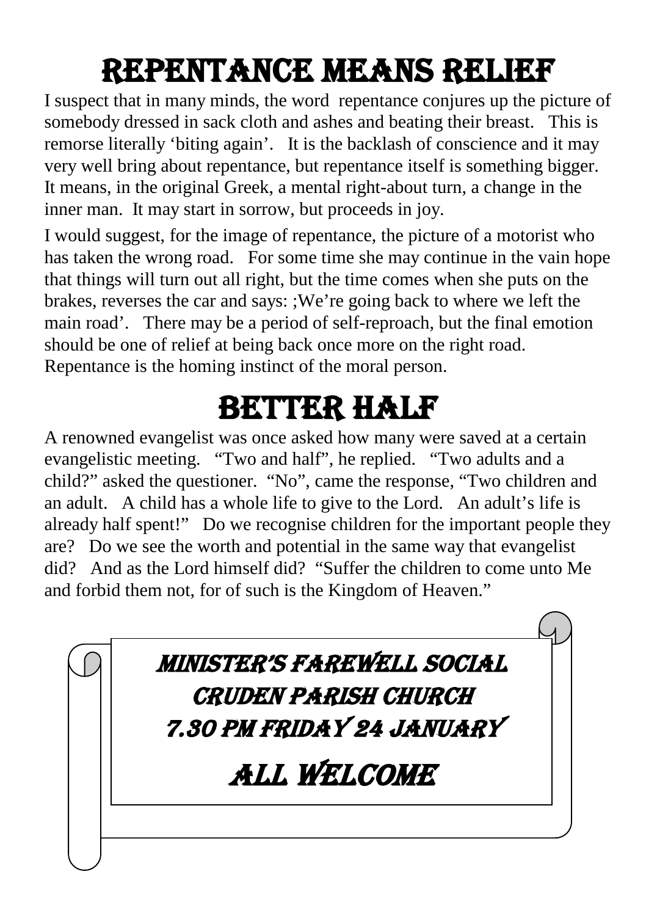# REPENTANCE MEANS RELIEF

I suspect that in many minds, the word repentance conjures up the picture of somebody dressed in sack cloth and ashes and beating their breast. This is remorse literally 'biting again'. It is the backlash of conscience and it may very well bring about repentance, but repentance itself is something bigger. It means, in the original Greek, a mental right-about turn, a change in the inner man. It may start in sorrow, but proceeds in joy.

I would suggest, for the image of repentance, the picture of a motorist who has taken the wrong road. For some time she may continue in the vain hope that things will turn out all right, but the time comes when she puts on the brakes, reverses the car and says: ;We're going back to where we left the main road'. There may be a period of self-reproach, but the final emotion should be one of relief at being back once more on the right road. Repentance is the homing instinct of the moral person.

# BETTER HALF

A renowned evangelist was once asked how many were saved at a certain evangelistic meeting. "Two and half", he replied. "Two adults and a child?" asked the questioner. "No", came the response, "Two children and an adult. A child has a whole life to give to the Lord. An adult's life is already half spent!" Do we recognise children for the important people they are? Do we see the worth and potential in the same way that evangelist did? And as the Lord himself did? "Suffer the children to come unto Me and forbid them not, for of such is the Kingdom of Heaven."

***MINISTER'S FAREWELL SOCIAL***

***CRUDEN PARISH CHURCH***

***7.30 PM FRIDAY 24 JANUARY***

***ALL WELCOME***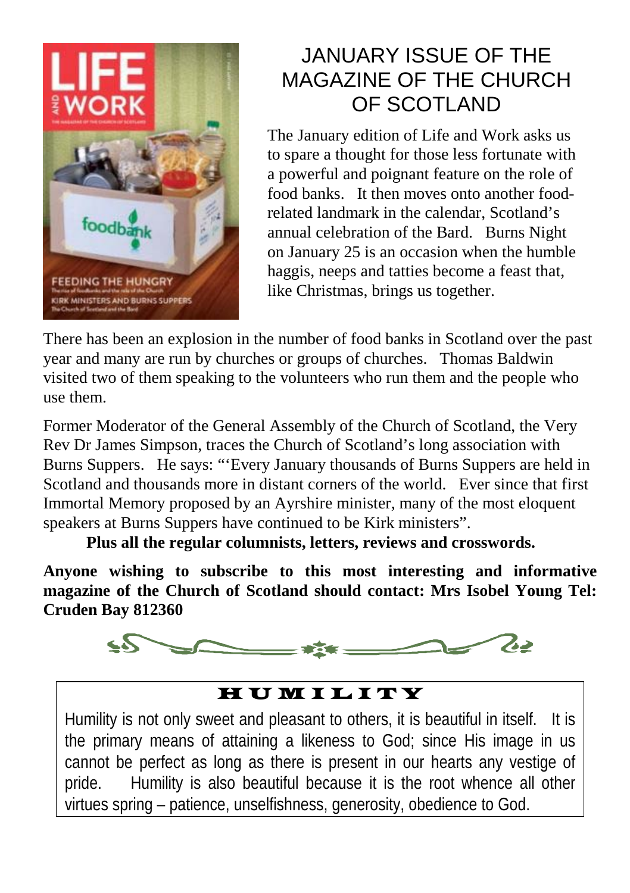# JANUARY ISSUE OF THE MAGAZINE OF THE CHURCH OF SCOTLAND

The January edition of Life and Work asks us to spare a thought for those less fortunate with a powerful and poignant feature on the role of food banks. It then moves onto another food-related landmark in the calendar, Scotland's annual celebration of the Bard. Burns Night on January 25 is an occasion when the humble haggis, neeps and tatties become a feast that, like Christmas, brings us together.

There has been an explosion in the number of food banks in Scotland over the past year and many are run by churches or groups of churches. Thomas Baldwin visited two of them speaking to the volunteers who run them and the people who use them.

Former Moderator of the General Assembly of the Church of Scotland, the Very Rev Dr James Simpson, traces the Church of Scotland's long association with Burns Suppers. He says: "'Every January thousands of Burns Suppers are held in Scotland and thousands more in distant corners of the world. Ever since that first Immortal Memory proposed by an Ayrshire minister, many of the most eloquent speakers at Burns Suppers have continued to be Kirk ministers".

**Plus all the regular columnists, letters, reviews and crosswords.**

**Anyone wishing to subscribe to this most interesting and informative magazine of the Church of Scotland should contact: Mrs Isobel Young Tel: Cruden Bay 812360**

## HUMILITY

Humility is not only sweet and pleasant to others, it is beautiful in itself. It is the primary means of attaining a likeness to God; since His image in us cannot be perfect as long as there is present in our hearts any vestige of pride. Humility is also beautiful because it is the root whence all other virtues spring – patience, unselfishness, generosity, obedience to God.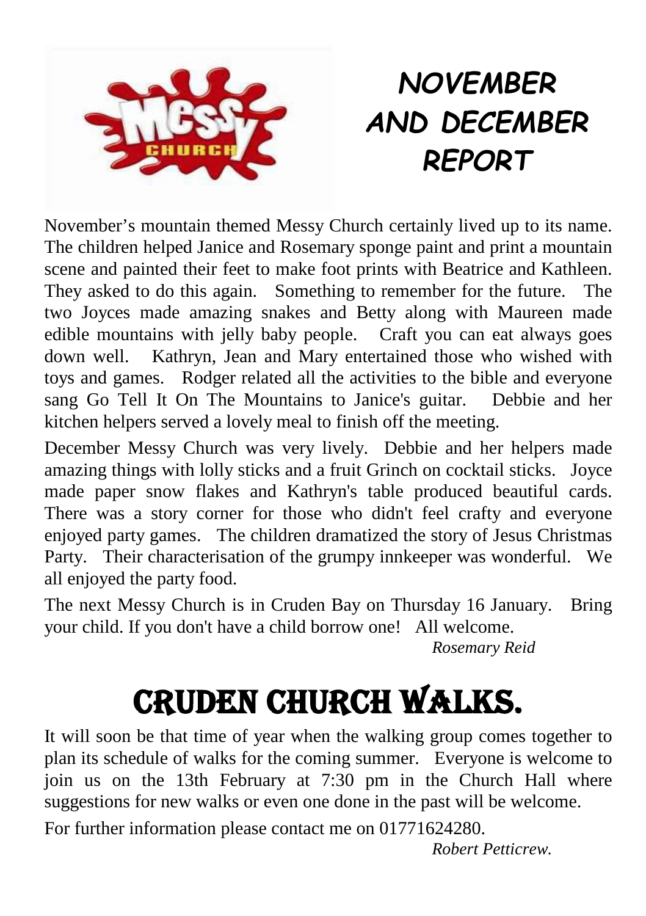# NOVEMBER AND DECEMBER REPORT

November's mountain themed Messy Church certainly lived up to its name. The children helped Janice and Rosemary sponge paint and print a mountain scene and painted their feet to make foot prints with Beatrice and Kathleen. They asked to do this again. Something to remember for the future. The two Joyces made amazing snakes and Betty along with Maureen made edible mountains with jelly baby people. Craft you can eat always goes down well. Kathryn, Jean and Mary entertained those who wished with toys and games. Rodger related all the activities to the bible and everyone sang Go Tell It On The Mountains to Janice's guitar. Debbie and her kitchen helpers served a lovely meal to finish off the meeting.

December Messy Church was very lively. Debbie and her helpers made amazing things with lolly sticks and a fruit Grinch on cocktail sticks. Joyce made paper snow flakes and Kathryn's table produced beautiful cards. There was a story corner for those who didn't feel crafty and everyone enjoyed party games. The children dramatized the story of Jesus Christmas Party. Their characterisation of the grumpy innkeeper was wonderful. We all enjoyed the party food.

The next Messy Church is in Cruden Bay on Thursday 16 January. Bring your child. If you don't have a child borrow one! All welcome.

*Rosemary Reid*

# CRUDEN CHURCH WALKS.

It will soon be that time of year when the walking group comes together to plan its schedule of walks for the coming summer. Everyone is welcome to join us on the 13th February at 7:30 pm in the Church Hall where suggestions for new walks or even one done in the past will be welcome.

For further information please contact me on 01771624280.

*Robert Petticrew.*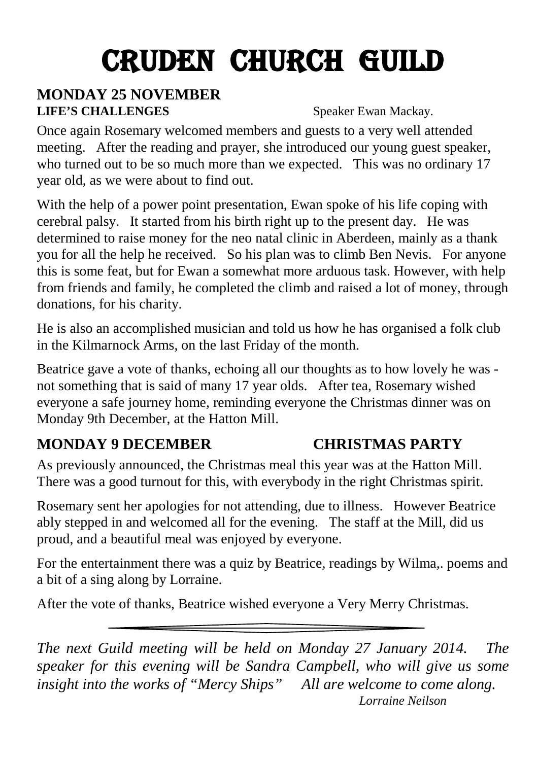# CRUDEN CHURCH GUILD

## MONDAY 25 NOVEMBER

**LIFE'S CHALLENGES** Speaker Ewan Mackay.

Once again Rosemary welcomed members and guests to a very well attended meeting. After the reading and prayer, she introduced our young guest speaker, who turned out to be so much more than we expected. This was no ordinary 17 year old, as we were about to find out.

With the help of a power point presentation, Ewan spoke of his life coping with cerebral palsy. It started from his birth right up to the present day. He was determined to raise money for the neo natal clinic in Aberdeen, mainly as a thank you for all the help he received. So his plan was to climb Ben Nevis. For anyone this is some feat, but for Ewan a somewhat more arduous task. However, with help from friends and family, he completed the climb and raised a lot of money, through donations, for his charity.

He is also an accomplished musician and told us how he has organised a folk club in the Kilmarnock Arms, on the last Friday of the month.

Beatrice gave a vote of thanks, echoing all our thoughts as to how lovely he was - not something that is said of many 17 year olds. After tea, Rosemary wished everyone a safe journey home, reminding everyone the Christmas dinner was on Monday 9th December, at the Hatton Mill.

## MONDAY 9 DECEMBER CHRISTMAS PARTY

As previously announced, the Christmas meal this year was at the Hatton Mill. There was a good turnout for this, with everybody in the right Christmas spirit.

Rosemary sent her apologies for not attending, due to illness. However Beatrice ably stepped in and welcomed all for the evening. The staff at the Mill, did us proud, and a beautiful meal was enjoyed by everyone.

For the entertainment there was a quiz by Beatrice, readings by Wilma,. poems and a bit of a sing along by Lorraine.

After the vote of thanks, Beatrice wished everyone a Very Merry Christmas.

---

*The next Guild meeting will be held on Monday 27 January 2014. The speaker for this evening will be Sandra Campbell, who will give us some insight into the works of "Mercy Ships" All are welcome to come along.*

*Lorraine Neilson*